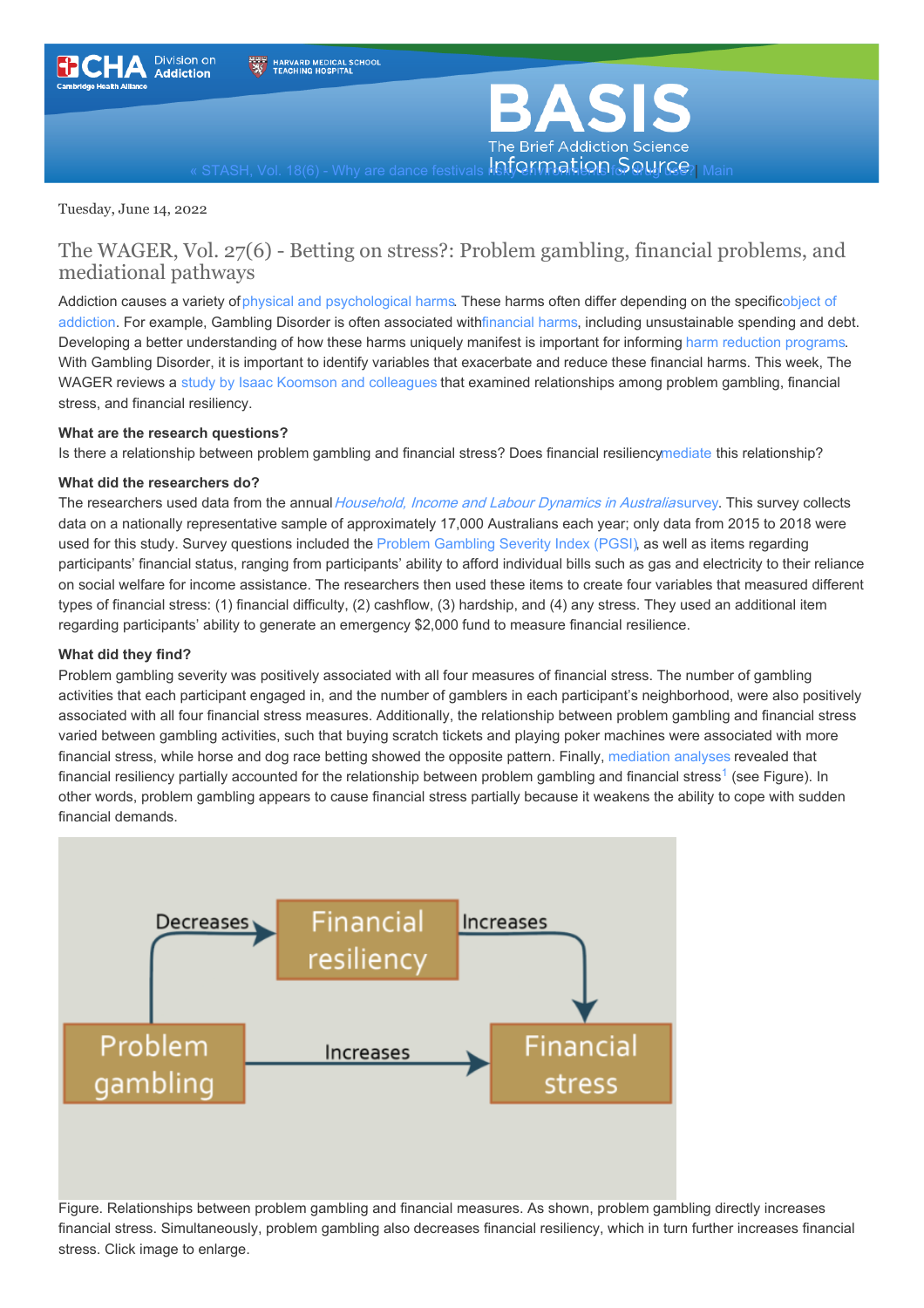Tuesday, June 14, 2022

# The WAGER, Vol. 27(6) - Betting on stress?: Problem gambling, financial problems, and mediational pathways

Addiction causes a variety of physical and psychological harms. These harms often differ depending on the specific object of addiction. For example, Gambling Disorder is often associated with financial harms, including unsustainable spending and debt. Developing a better understanding of how these harms uniquely manifest is important for informing harm reduction programs. With Gambling Disorder, it is important to identify variables that exacerbate and reduce these financial harms. This week, The WAGER reviews a study by Isaac Koomson and colleagues that examined relationships among problem gambling, financial stress, and financial resiliency.

**What are the research questions?**

Is there a relationship between problem gambling and financial stress? Does financial resiliency mediate this relationship?

**What did the researchers do?**

The researchers used data from the annual *Household, Income and Labour Dynamics in Australia* survey. This survey collects data on a nationally representative sample of approximately 17,000 Australians each year; only data from 2015 to 2018 were used for this study. Survey questions included the Problem Gambling Severity Index (PGSI), as well as items regarding participants' financial status, ranging from participants' ability to afford individual bills such as gas and electricity to their reliance on social welfare for income assistance. The researchers then used these items to create four variables that measured different types of financial stress: (1) financial difficulty, (2) cashflow, (3) hardship, and (4) any stress. They used an additional item regarding participants' ability to generate an emergency $2,000 fund to measure financial resilience.

**What did they find?**

Problem gambling severity was positively associated with all four measures of financial stress. The number of gambling activities that each participant engaged in, and the number of gamblers in each participant's neighborhood, were also positively associated with all four financial stress measures. Additionally, the relationship between problem gambling and financial stress varied between gambling activities, such that buying scratch tickets and playing poker machines were associated with more financial stress, while horse and dog race betting showed the opposite pattern. Finally, mediation analyses revealed that financial resiliency partially accounted for the relationship between problem gambling and financial stress[1] (see Figure). In other words, problem gambling appears to cause financial stress partially because it weakens the ability to cope with sudden financial demands.

Figure. Relationships between problem gambling and financial measures. As shown, problem gambling directly increases financial stress. Simultaneously, problem gambling also decreases financial resiliency, which in turn further increases financial stress. Click image to enlarge.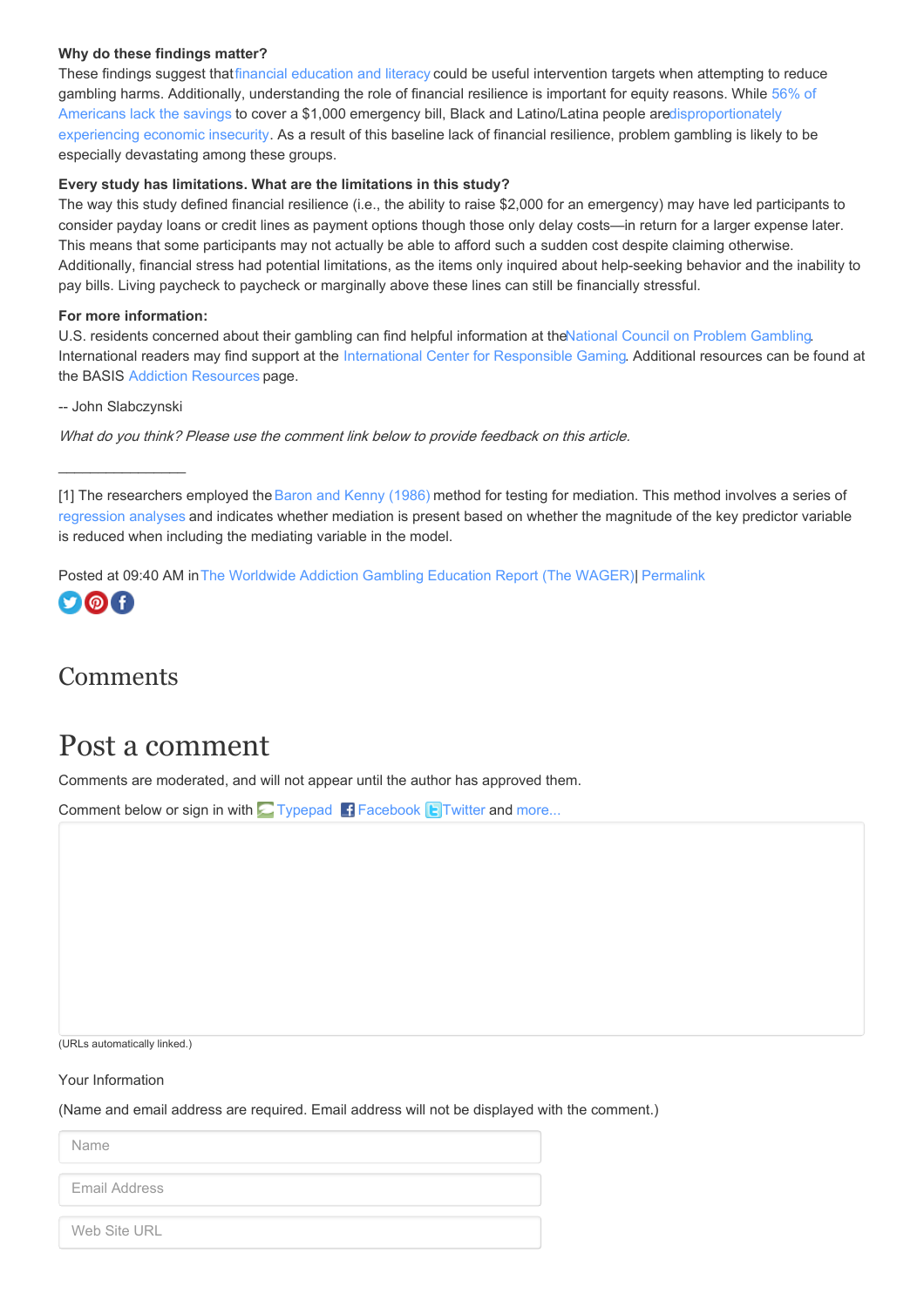**Why do these findings matter?**

These findings suggest that financial education and literacy could be useful intervention targets when attempting to reduce gambling harms. Additionally, understanding the role of financial resilience is important for equity reasons. While 56% of Americans lack the savings to cover a $1,000 emergency bill, Black and Latino/Latina people are disproportionately experiencing economic insecurity. As a result of this baseline lack of financial resilience, problem gambling is likely to be especially devastating among these groups.

**Every study has limitations. What are the limitations in this study?**

The way this study defined financial resilience (i.e., the ability to raise $2,000 for an emergency) may have led participants to consider payday loans or credit lines as payment options though those only delay costs—in return for a larger expense later. This means that some participants may not actually be able to afford such a sudden cost despite claiming otherwise. Additionally, financial stress had potential limitations, as the items only inquired about help-seeking behavior and the inability to pay bills. Living paycheck to paycheck or marginally above these lines can still be financially stressful.

**For more information:**

U.S. residents concerned about their gambling can find helpful information at the National Council on Problem Gambling. International readers may find support at the International Center for Responsible Gaming. Additional resources can be found at the BASIS Addiction Resources page.

-- John Slabczynski

*What do you think? Please use the comment link below to provide feedback on this article.*

---

[1] The researchers employed the Baron and Kenny (1986) method for testing for mediation. This method involves a series of regression analyses and indicates whether mediation is present based on whether the magnitude of the key predictor variable is reduced when including the mediating variable in the model.

Posted at 09:40 AM in The Worldwide Addiction Gambling Education Report (The WAGER) | Permalink

## Comments

# Post a comment

Comments are moderated, and will not appear until the author has approved them.

Comment below or sign in with Typepad Facebook Twitter and more...

(URLs automatically linked.)

Your Information

(Name and email address are required. Email address will not be displayed with the comment.)

Name

Email Address

Web Site URL